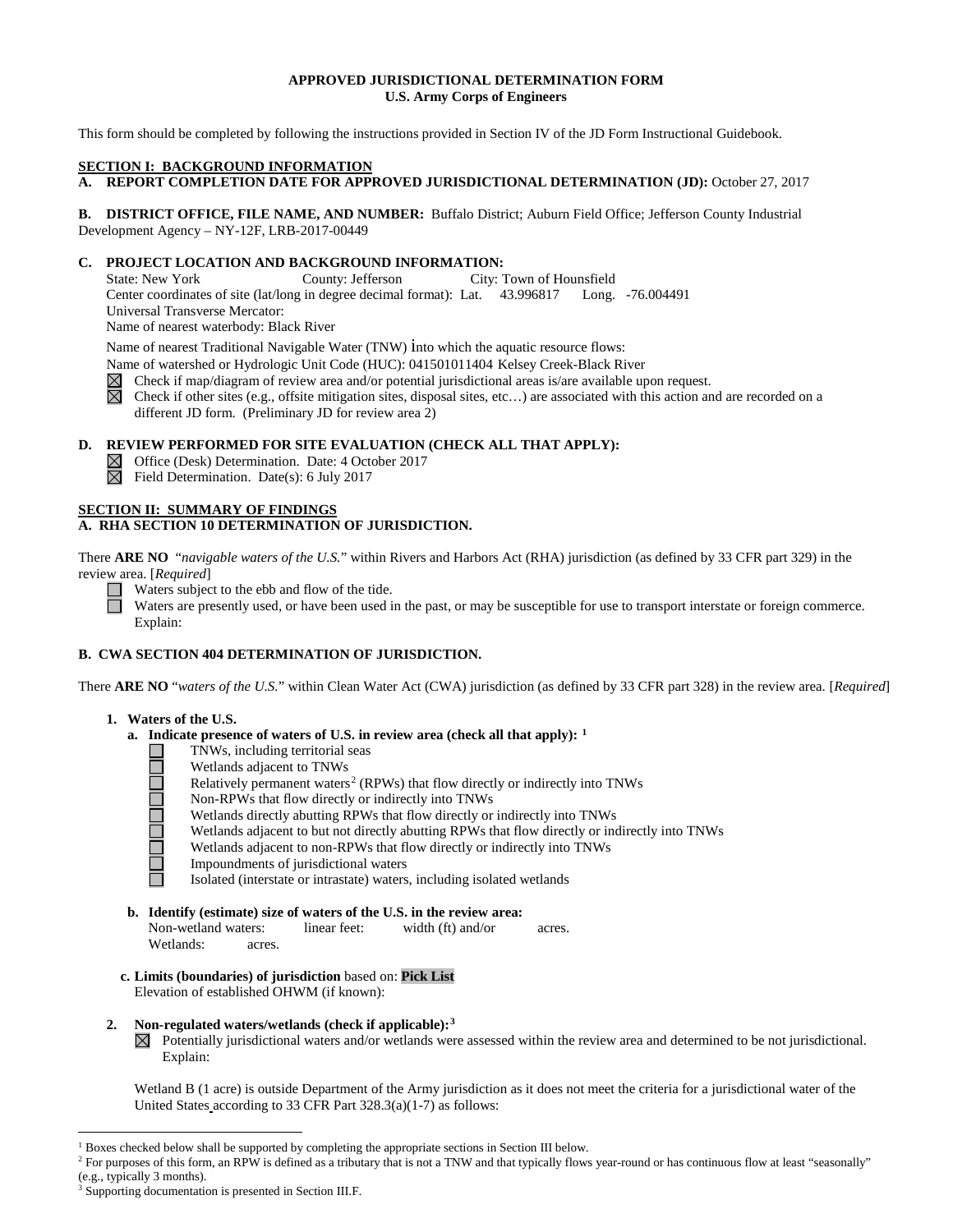**APPROVED JURISDICTIONAL DETERMINATION FORM**
**U.S. Army Corps of Engineers**

This form should be completed by following the instructions provided in Section IV of the JD Form Instructional Guidebook.

**SECTION I: BACKGROUND INFORMATION**

**A. REPORT COMPLETION DATE FOR APPROVED JURISDICTIONAL DETERMINATION (JD):** October 27, 2017

**B. DISTRICT OFFICE, FILE NAME, AND NUMBER:** Buffalo District; Auburn Field Office; Jefferson County Industrial Development Agency – NY-12F, LRB-2017-00449

**C. PROJECT LOCATION AND BACKGROUND INFORMATION:**

State: New York County: Jefferson City: Town of Hounsfield
Center coordinates of site (lat/long in degree decimal format): Lat. 43.996817 Long. -76.004491
Universal Transverse Mercator:
Name of nearest waterbody: Black River

Name of nearest Traditional Navigable Water (TNW) into which the aquatic resource flows:
Name of watershed or Hydrologic Unit Code (HUC): 041501011404 Kelsey Creek-Black River

☒ Check if map/diagram of review area and/or potential jurisdictional areas is/are available upon request.
☒ Check if other sites (e.g., offsite mitigation sites, disposal sites, etc…) are associated with this action and are recorded on a different JD form. (Preliminary JD for review area 2)

**D. REVIEW PERFORMED FOR SITE EVALUATION (CHECK ALL THAT APPLY):**

☒ Office (Desk) Determination. Date: 4 October 2017
☒ Field Determination. Date(s): 6 July 2017

**SECTION II: SUMMARY OF FINDINGS**

**A. RHA SECTION 10 DETERMINATION OF JURISDICTION.**

There **ARE NO** "*navigable waters of the U.S.*" within Rivers and Harbors Act (RHA) jurisdiction (as defined by 33 CFR part 329) in the review area. [*Required*]

☐ Waters subject to the ebb and flow of the tide.
☐ Waters are presently used, or have been used in the past, or may be susceptible for use to transport interstate or foreign commerce. Explain:

**B. CWA SECTION 404 DETERMINATION OF JURISDICTION.**

There **ARE NO** "*waters of the U.S.*" within Clean Water Act (CWA) jurisdiction (as defined by 33 CFR part 328) in the review area. [*Required*]

**1. Waters of the U.S.**

**a. Indicate presence of waters of U.S. in review area (check all that apply):** [1]

☐ TNWs, including territorial seas
☐ Wetlands adjacent to TNWs
☐ Relatively permanent waters[2] (RPWs) that flow directly or indirectly into TNWs
☐ Non-RPWs that flow directly or indirectly into TNWs
☐ Wetlands directly abutting RPWs that flow directly or indirectly into TNWs
☐ Wetlands adjacent to but not directly abutting RPWs that flow directly or indirectly into TNWs
☐ Wetlands adjacent to non-RPWs that flow directly or indirectly into TNWs
☐ Impoundments of jurisdictional waters
☐ Isolated (interstate or intrastate) waters, including isolated wetlands

**b. Identify (estimate) size of waters of the U.S. in the review area:**

Non-wetland waters: linear feet: width (ft) and/or acres.
Wetlands: acres.

**c. Limits (boundaries) of jurisdiction** based on: **Pick List**
Elevation of established OHWM (if known):

**2. Non-regulated waters/wetlands (check if applicable):**[3]

☒ Potentially jurisdictional waters and/or wetlands were assessed within the review area and determined to be not jurisdictional. Explain:

Wetland B (1 acre) is outside Department of the Army jurisdiction as it does not meet the criteria for a jurisdictional water of the United States according to 33 CFR Part 328.3(a)(1-7) as follows:

---

[1] Boxes checked below shall be supported by completing the appropriate sections in Section III below.
[2] For purposes of this form, an RPW is defined as a tributary that is not a TNW and that typically flows year-round or has continuous flow at least "seasonally" (e.g., typically 3 months).
[3] Supporting documentation is presented in Section III.F.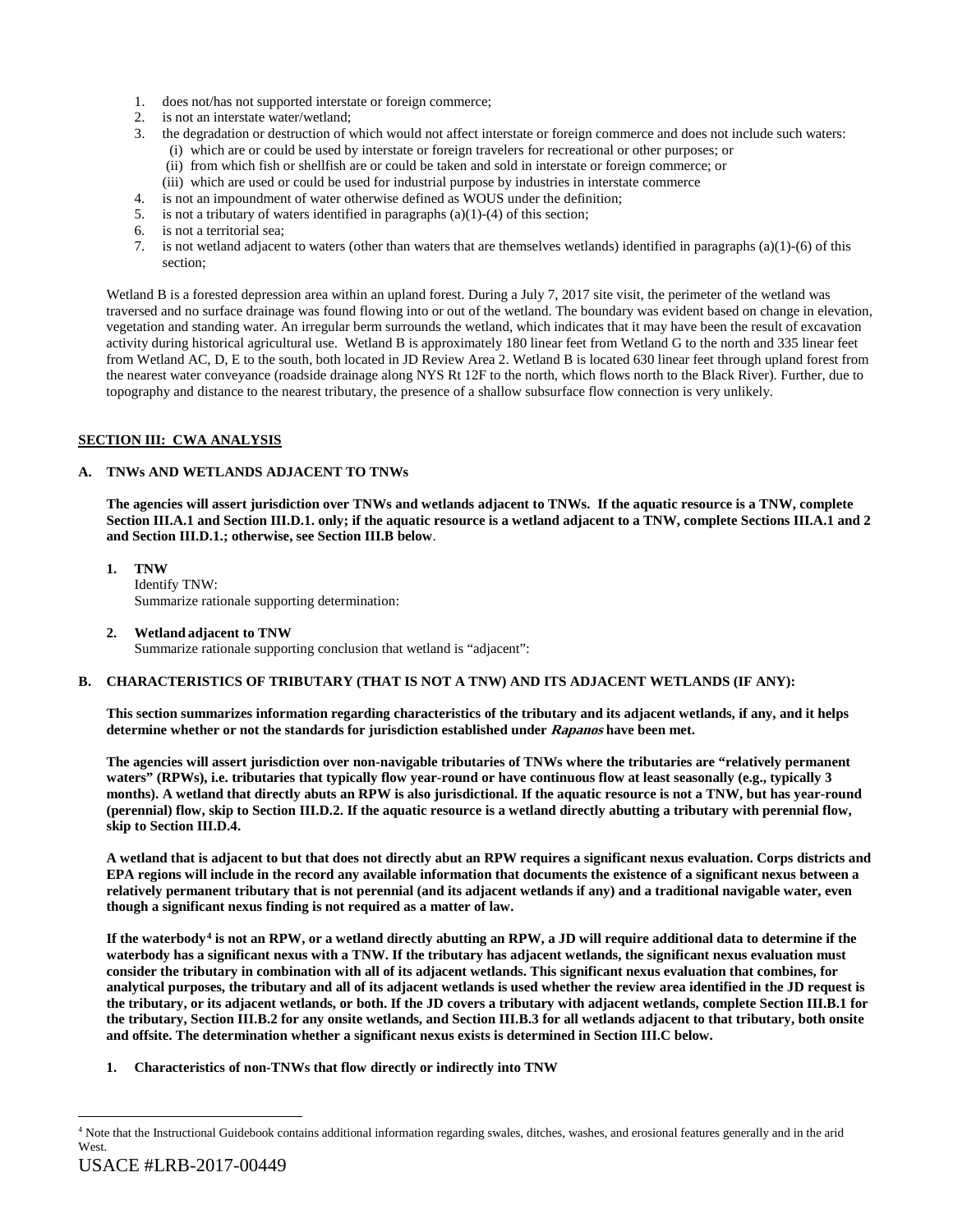1. does not/has not supported interstate or foreign commerce;
2. is not an interstate water/wetland;
3. the degradation or destruction of which would not affect interstate or foreign commerce and does not include such waters:
   - (i) which are or could be used by interstate or foreign travelers for recreational or other purposes; or
   - (ii) from which fish or shellfish are or could be taken and sold in interstate or foreign commerce; or
   - (iii) which are used or could be used for industrial purpose by industries in interstate commerce
4. is not an impoundment of water otherwise defined as WOUS under the definition;
5. is not a tributary of waters identified in paragraphs (a)(1)-(4) of this section;
6. is not a territorial sea;
7. is not wetland adjacent to waters (other than waters that are themselves wetlands) identified in paragraphs (a)(1)-(6) of this section;

Wetland B is a forested depression area within an upland forest. During a July 7, 2017 site visit, the perimeter of the wetland was traversed and no surface drainage was found flowing into or out of the wetland. The boundary was evident based on change in elevation, vegetation and standing water. An irregular berm surrounds the wetland, which indicates that it may have been the result of excavation activity during historical agricultural use. Wetland B is approximately 180 linear feet from Wetland G to the north and 335 linear feet from Wetland AC, D, E to the south, both located in JD Review Area 2. Wetland B is located 630 linear feet through upland forest from the nearest water conveyance (roadside drainage along NYS Rt 12F to the north, which flows north to the Black River). Further, due to topography and distance to the nearest tributary, the presence of a shallow subsurface flow connection is very unlikely.

## SECTION III: CWA ANALYSIS

### A. TNWs AND WETLANDS ADJACENT TO TNWs

**The agencies will assert jurisdiction over TNWs and wetlands adjacent to TNWs. If the aquatic resource is a TNW, complete Section III.A.1 and Section III.D.1. only; if the aquatic resource is a wetland adjacent to a TNW, complete Sections III.A.1 and 2 and Section III.D.1.; otherwise, see Section III.B below**.

**1. TNW**
Identify TNW:
Summarize rationale supporting determination:

**2. Wetland adjacent to TNW**
Summarize rationale supporting conclusion that wetland is "adjacent":

### B. CHARACTERISTICS OF TRIBUTARY (THAT IS NOT A TNW) AND ITS ADJACENT WETLANDS (IF ANY):

**This section summarizes information regarding characteristics of the tributary and its adjacent wetlands, if any, and it helps determine whether or not the standards for jurisdiction established under *Rapanos* have been met.**

**The agencies will assert jurisdiction over non-navigable tributaries of TNWs where the tributaries are "relatively permanent waters" (RPWs), i.e. tributaries that typically flow year-round or have continuous flow at least seasonally (e.g., typically 3 months). A wetland that directly abuts an RPW is also jurisdictional. If the aquatic resource is not a TNW, but has year-round (perennial) flow, skip to Section III.D.2. If the aquatic resource is a wetland directly abutting a tributary with perennial flow, skip to Section III.D.4.**

**A wetland that is adjacent to but that does not directly abut an RPW requires a significant nexus evaluation. Corps districts and EPA regions will include in the record any available information that documents the existence of a significant nexus between a relatively permanent tributary that is not perennial (and its adjacent wetlands if any) and a traditional navigable water, even though a significant nexus finding is not required as a matter of law.**

**If the waterbody[4] is not an RPW, or a wetland directly abutting an RPW, a JD will require additional data to determine if the waterbody has a significant nexus with a TNW. If the tributary has adjacent wetlands, the significant nexus evaluation must consider the tributary in combination with all of its adjacent wetlands. This significant nexus evaluation that combines, for analytical purposes, the tributary and all of its adjacent wetlands is used whether the review area identified in the JD request is the tributary, or its adjacent wetlands, or both. If the JD covers a tributary with adjacent wetlands, complete Section III.B.1 for the tributary, Section III.B.2 for any onsite wetlands, and Section III.B.3 for all wetlands adjacent to that tributary, both onsite and offsite. The determination whether a significant nexus exists is determined in Section III.C below.**

**1. Characteristics of non-TNWs that flow directly or indirectly into TNW**

[4] Note that the Instructional Guidebook contains additional information regarding swales, ditches, washes, and erosional features generally and in the arid West.

USACE #LRB-2017-00449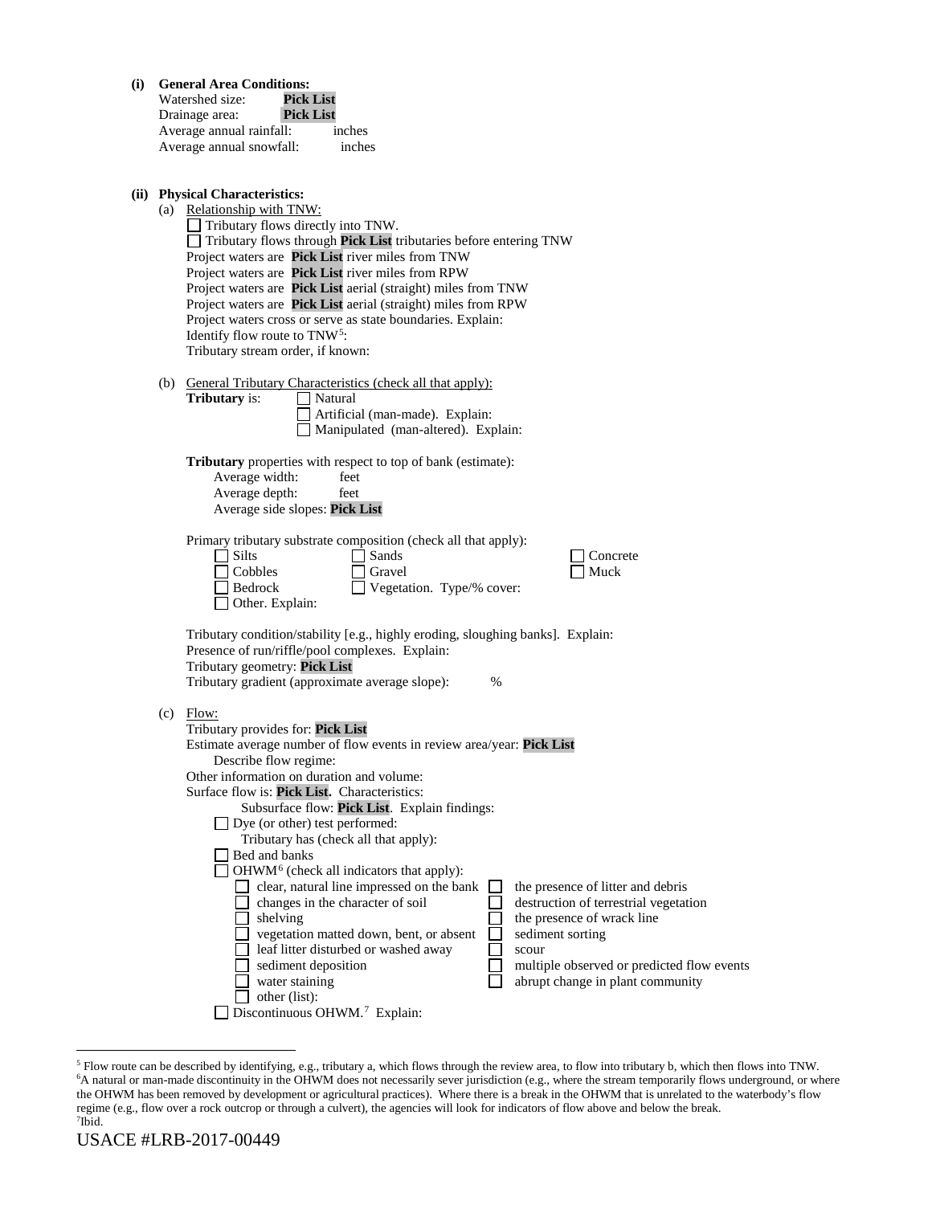**(i) General Area Conditions:**

Watershed size: **Pick List**
Drainage area: **Pick List**
Average annual rainfall: inches
Average annual snowfall: inches

**(ii) Physical Characteristics:**

(a) Relationship with TNW:

☐ Tributary flows directly into TNW.
☐ Tributary flows through **Pick List** tributaries before entering TNW
Project waters are **Pick List** river miles from TNW
Project waters are **Pick List** river miles from RPW
Project waters are **Pick List** aerial (straight) miles from TNW
Project waters are **Pick List** aerial (straight) miles from RPW
Project waters cross or serve as state boundaries. Explain:
Identify flow route to TNW[5]:
Tributary stream order, if known:

(b) General Tributary Characteristics (check all that apply):

**Tributary** is: ☐ Natural
☐ Artificial (man-made). Explain:
☐ Manipulated (man-altered). Explain:

**Tributary** properties with respect to top of bank (estimate):
Average width: feet
Average depth: feet
Average side slopes: **Pick List**

Primary tributary substrate composition (check all that apply):

☐ Silts ☐ Sands ☐ Concrete
☐ Cobbles ☐ Gravel ☐ Muck
☐ Bedrock ☐ Vegetation. Type/% cover:
☐ Other. Explain:

Tributary condition/stability [e.g., highly eroding, sloughing banks]. Explain:
Presence of run/riffle/pool complexes. Explain:
Tributary geometry: **Pick List**
Tributary gradient (approximate average slope): %

(c) Flow:

Tributary provides for: **Pick List**
Estimate average number of flow events in review area/year: **Pick List**
Describe flow regime:
Other information on duration and volume:
Surface flow is: **Pick List.** Characteristics:
Subsurface flow: **Pick List**. Explain findings:
☐ Dye (or other) test performed:
Tributary has (check all that apply):
☐ Bed and banks
☐ OHWM[6] (check all indicators that apply):

☐ clear, natural line impressed on the bank ☐ the presence of litter and debris
☐ changes in the character of soil ☐ destruction of terrestrial vegetation
☐ shelving ☐ the presence of wrack line
☐ vegetation matted down, bent, or absent ☐ sediment sorting
☐ leaf litter disturbed or washed away ☐ scour
☐ sediment deposition ☐ multiple observed or predicted flow events
☐ water staining ☐ abrupt change in plant community
☐ other (list):

☐ Discontinuous OHWM.[7] Explain:

---

[5] Flow route can be described by identifying, e.g., tributary a, which flows through the review area, to flow into tributary b, which then flows into TNW.
[6] A natural or man-made discontinuity in the OHWM does not necessarily sever jurisdiction (e.g., where the stream temporarily flows underground, or where the OHWM has been removed by development or agricultural practices). Where there is a break in the OHWM that is unrelated to the waterbody's flow regime (e.g., flow over a rock outcrop or through a culvert), the agencies will look for indicators of flow above and below the break.
[7] Ibid.

USACE #LRB-2017-00449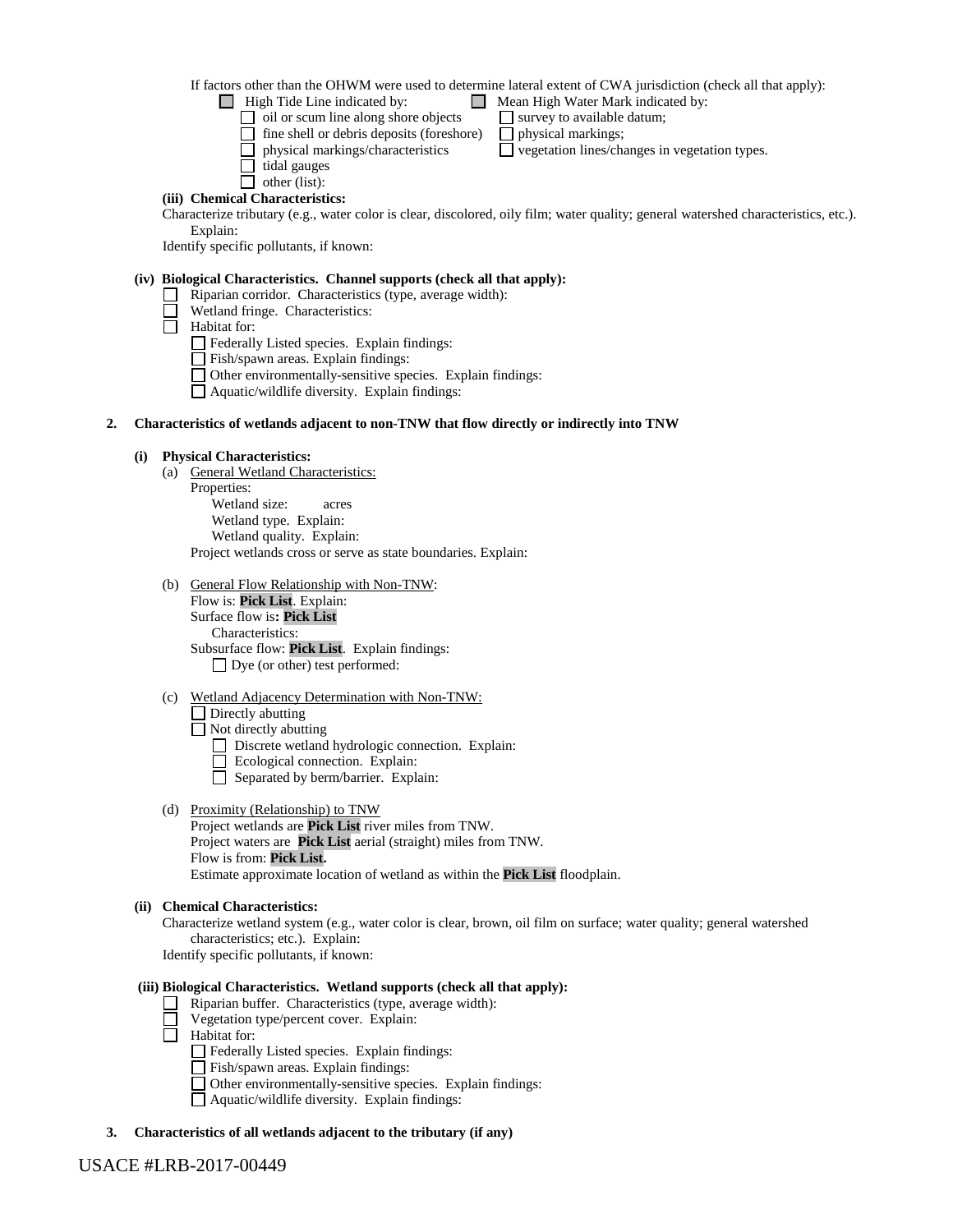If factors other than the OHWM were used to determine lateral extent of CWA jurisdiction (check all that apply):

- ☐ High Tide Line indicated by:
  - ☐ oil or scum line along shore objects
  - ☐ fine shell or debris deposits (foreshore)
  - ☐ physical markings/characteristics
  - ☐ tidal gauges
  - ☐ other (list):
- ☐ Mean High Water Mark indicated by:
  - ☐ survey to available datum;
  - ☐ physical markings;
  - ☐ vegetation lines/changes in vegetation types.

**(iii) Chemical Characteristics:**

Characterize tributary (e.g., water color is clear, discolored, oily film; water quality; general watershed characteristics, etc.). Explain:

Identify specific pollutants, if known:

**(iv) Biological Characteristics. Channel supports (check all that apply):**

- ☐ Riparian corridor. Characteristics (type, average width):
- ☐ Wetland fringe. Characteristics:
- ☐ Habitat for:
  - ☐ Federally Listed species. Explain findings:
  - ☐ Fish/spawn areas. Explain findings:
  - ☐ Other environmentally-sensitive species. Explain findings:
  - ☐ Aquatic/wildlife diversity. Explain findings:

**2. Characteristics of wetlands adjacent to non-TNW that flow directly or indirectly into TNW**

**(i) Physical Characteristics:**

(a) General Wetland Characteristics:

Properties:

Wetland size: acres

Wetland type. Explain:

Wetland quality. Explain:

Project wetlands cross or serve as state boundaries. Explain:

(b) General Flow Relationship with Non-TNW:

Flow is: **Pick List**. Explain:

Surface flow is**: Pick List**

Characteristics:

Subsurface flow: **Pick List**. Explain findings:

- ☐ Dye (or other) test performed:

(c) Wetland Adjacency Determination with Non-TNW:

- ☐ Directly abutting
- ☐ Not directly abutting
  - ☐ Discrete wetland hydrologic connection. Explain:
  - ☐ Ecological connection. Explain:
  - ☐ Separated by berm/barrier. Explain:

(d) Proximity (Relationship) to TNW

Project wetlands are **Pick List** river miles from TNW.

Project waters are **Pick List** aerial (straight) miles from TNW.

Flow is from: **Pick List.**

Estimate approximate location of wetland as within the **Pick List** floodplain.

**(ii) Chemical Characteristics:**

Characterize wetland system (e.g., water color is clear, brown, oil film on surface; water quality; general watershed characteristics; etc.). Explain:

Identify specific pollutants, if known:

**(iii) Biological Characteristics. Wetland supports (check all that apply):**

- ☐ Riparian buffer. Characteristics (type, average width):
- ☐ Vegetation type/percent cover. Explain:
- ☐ Habitat for:
  - ☐ Federally Listed species. Explain findings:
  - ☐ Fish/spawn areas. Explain findings:
  - ☐ Other environmentally-sensitive species. Explain findings:
  - ☐ Aquatic/wildlife diversity. Explain findings:

**3. Characteristics of all wetlands adjacent to the tributary (if any)**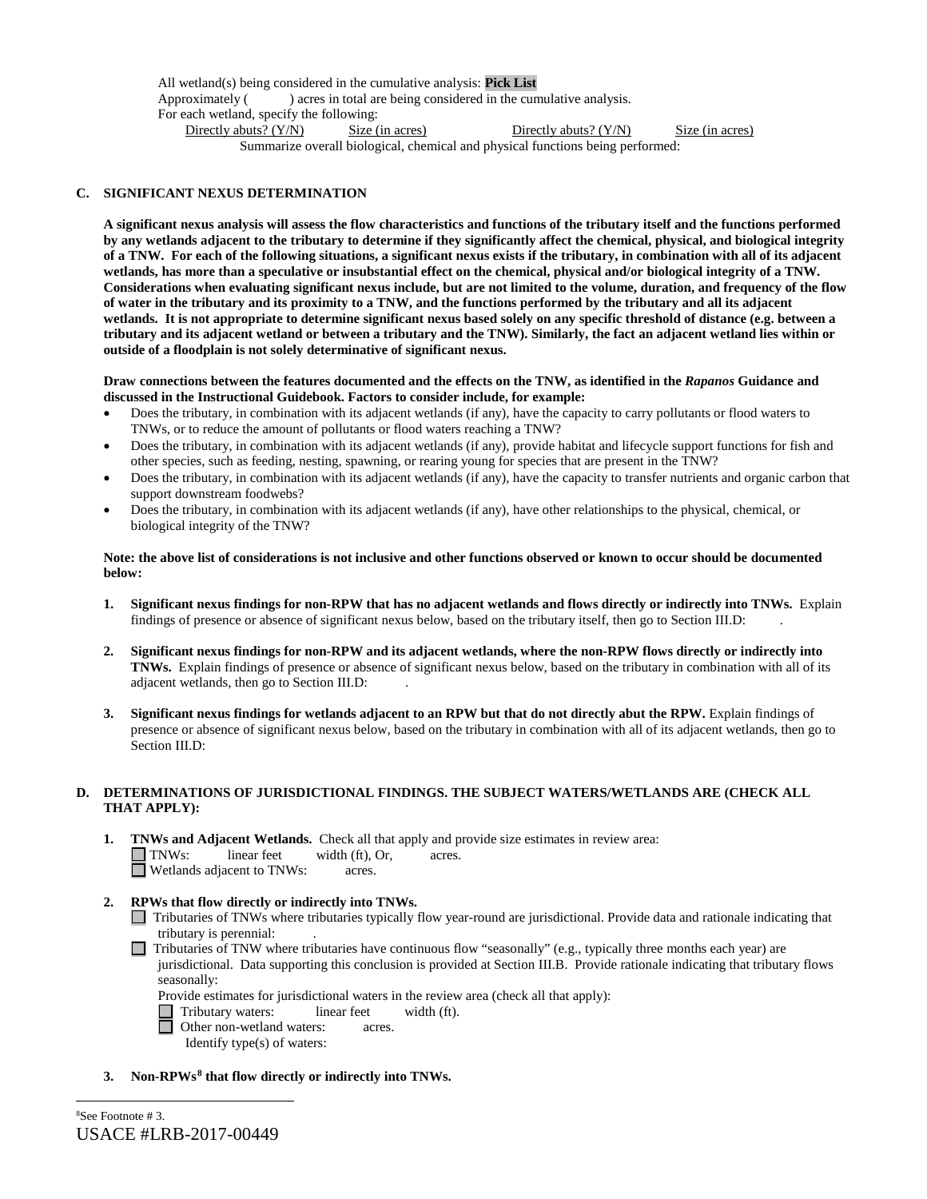All wetland(s) being considered in the cumulative analysis: **Pick List**
Approximately (          ) acres in total are being considered in the cumulative analysis.
For each wetland, specify the following:

| Directly abuts? (Y/N) | Size (in acres) | Directly abuts? (Y/N) | Size (in acres) |
|---|---|---|---|

Summarize overall biological, chemical and physical functions being performed:

**C. SIGNIFICANT NEXUS DETERMINATION**

**A significant nexus analysis will assess the flow characteristics and functions of the tributary itself and the functions performed by any wetlands adjacent to the tributary to determine if they significantly affect the chemical, physical, and biological integrity of a TNW. For each of the following situations, a significant nexus exists if the tributary, in combination with all of its adjacent wetlands, has more than a speculative or insubstantial effect on the chemical, physical and/or biological integrity of a TNW. Considerations when evaluating significant nexus include, but are not limited to the volume, duration, and frequency of the flow of water in the tributary and its proximity to a TNW, and the functions performed by the tributary and all its adjacent wetlands. It is not appropriate to determine significant nexus based solely on any specific threshold of distance (e.g. between a tributary and its adjacent wetland or between a tributary and the TNW). Similarly, the fact an adjacent wetland lies within or outside of a floodplain is not solely determinative of significant nexus.**

**Draw connections between the features documented and the effects on the TNW, as identified in the *Rapanos* Guidance and discussed in the Instructional Guidebook. Factors to consider include, for example:**

- Does the tributary, in combination with its adjacent wetlands (if any), have the capacity to carry pollutants or flood waters to TNWs, or to reduce the amount of pollutants or flood waters reaching a TNW?
- Does the tributary, in combination with its adjacent wetlands (if any), provide habitat and lifecycle support functions for fish and other species, such as feeding, nesting, spawning, or rearing young for species that are present in the TNW?
- Does the tributary, in combination with its adjacent wetlands (if any), have the capacity to transfer nutrients and organic carbon that support downstream foodwebs?
- Does the tributary, in combination with its adjacent wetlands (if any), have other relationships to the physical, chemical, or biological integrity of the TNW?

**Note: the above list of considerations is not inclusive and other functions observed or known to occur should be documented below:**

1. **Significant nexus findings for non-RPW that has no adjacent wetlands and flows directly or indirectly into TNWs.** Explain findings of presence or absence of significant nexus below, based on the tributary itself, then go to Section III.D:        .

2. **Significant nexus findings for non-RPW and its adjacent wetlands, where the non-RPW flows directly or indirectly into TNWs.** Explain findings of presence or absence of significant nexus below, based on the tributary in combination with all of its adjacent wetlands, then go to Section III.D:        .

3. **Significant nexus findings for wetlands adjacent to an RPW but that do not directly abut the RPW.** Explain findings of presence or absence of significant nexus below, based on the tributary in combination with all of its adjacent wetlands, then go to Section III.D:

**D. DETERMINATIONS OF JURISDICTIONAL FINDINGS. THE SUBJECT WATERS/WETLANDS ARE (CHECK ALL THAT APPLY):**

1. **TNWs and Adjacent Wetlands.** Check all that apply and provide size estimates in review area:
   - ☐ TNWs:        linear feet        width (ft), Or,        acres.
   - ☐ Wetlands adjacent to TNWs:        acres.

2. **RPWs that flow directly or indirectly into TNWs.**
   - ☐ Tributaries of TNWs where tributaries typically flow year-round are jurisdictional. Provide data and rationale indicating that tributary is perennial:        .
   - ☐ Tributaries of TNW where tributaries have continuous flow "seasonally" (e.g., typically three months each year) are jurisdictional. Data supporting this conclusion is provided at Section III.B. Provide rationale indicating that tributary flows seasonally:

   Provide estimates for jurisdictional waters in the review area (check all that apply):
   - ☐ Tributary waters:        linear feet        width (ft).
   - ☐ Other non-wetland waters:        acres.
     Identify type(s) of waters:

3. **Non-RPWs[8] that flow directly or indirectly into TNWs.**

[8]See Footnote # 3.

USACE #LRB-2017-00449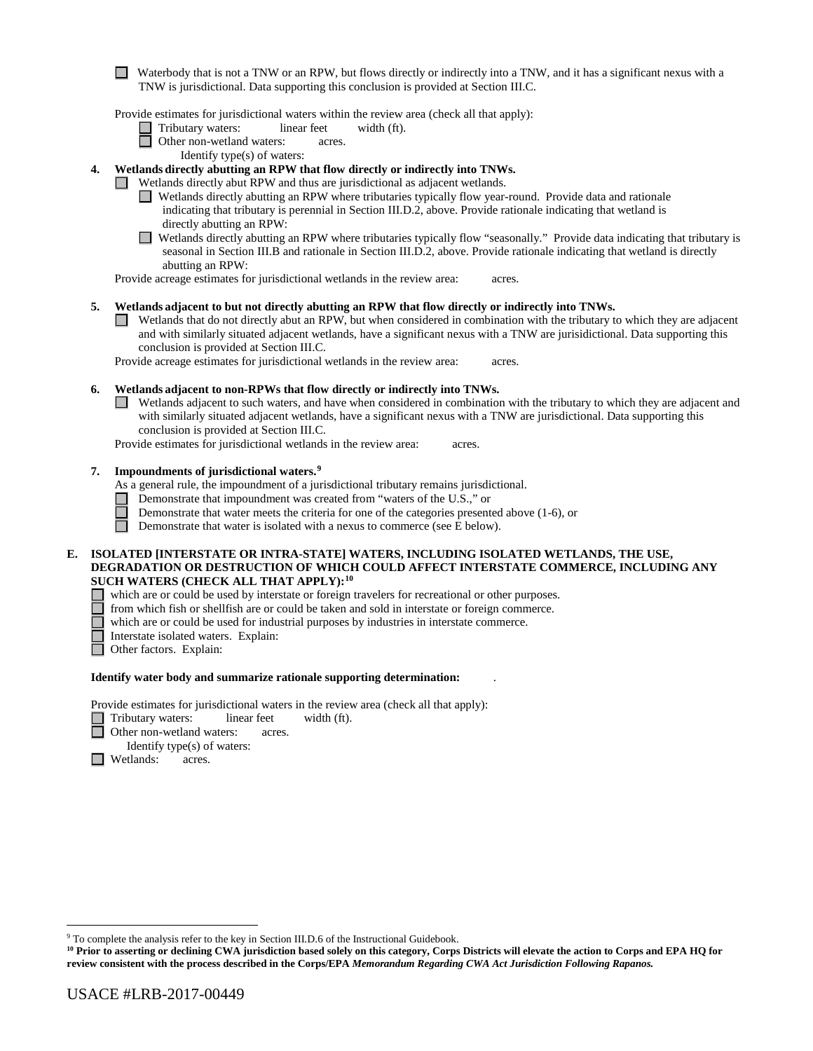☐ Waterbody that is not a TNW or an RPW, but flows directly or indirectly into a TNW, and it has a significant nexus with a TNW is jurisdictional. Data supporting this conclusion is provided at Section III.C.

Provide estimates for jurisdictional waters within the review area (check all that apply):

☐ Tributary waters: linear feet width (ft).

☐ Other non-wetland waters: acres.

Identify type(s) of waters:

**4. Wetlands directly abutting an RPW that flow directly or indirectly into TNWs.**

☐ Wetlands directly abut RPW and thus are jurisdictional as adjacent wetlands.

☐ Wetlands directly abutting an RPW where tributaries typically flow year-round. Provide data and rationale indicating that tributary is perennial in Section III.D.2, above. Provide rationale indicating that wetland is directly abutting an RPW:

☐ Wetlands directly abutting an RPW where tributaries typically flow "seasonally." Provide data indicating that tributary is seasonal in Section III.B and rationale in Section III.D.2, above. Provide rationale indicating that wetland is directly abutting an RPW:

Provide acreage estimates for jurisdictional wetlands in the review area: acres.

**5. Wetlands adjacent to but not directly abutting an RPW that flow directly or indirectly into TNWs.**

☐ Wetlands that do not directly abut an RPW, but when considered in combination with the tributary to which they are adjacent and with similarly situated adjacent wetlands, have a significant nexus with a TNW are jurisidictional. Data supporting this conclusion is provided at Section III.C.

Provide acreage estimates for jurisdictional wetlands in the review area: acres.

**6. Wetlands adjacent to non-RPWs that flow directly or indirectly into TNWs.**

☐ Wetlands adjacent to such waters, and have when considered in combination with the tributary to which they are adjacent and with similarly situated adjacent wetlands, have a significant nexus with a TNW are jurisdictional. Data supporting this conclusion is provided at Section III.C.

Provide estimates for jurisdictional wetlands in the review area: acres.

**7. Impoundments of jurisdictional waters.**[9]

As a general rule, the impoundment of a jurisdictional tributary remains jurisdictional.

☐ Demonstrate that impoundment was created from "waters of the U.S.," or

☐ Demonstrate that water meets the criteria for one of the categories presented above (1-6), or

☐ Demonstrate that water is isolated with a nexus to commerce (see E below).

**E. ISOLATED [INTERSTATE OR INTRA-STATE] WATERS, INCLUDING ISOLATED WETLANDS, THE USE, DEGRADATION OR DESTRUCTION OF WHICH COULD AFFECT INTERSTATE COMMERCE, INCLUDING ANY SUCH WATERS (CHECK ALL THAT APPLY):**[10]

☐ which are or could be used by interstate or foreign travelers for recreational or other purposes.

☐ from which fish or shellfish are or could be taken and sold in interstate or foreign commerce.

☐ which are or could be used for industrial purposes by industries in interstate commerce.

☐ Interstate isolated waters. Explain:

☐ Other factors. Explain:

**Identify water body and summarize rationale supporting determination:** .

Provide estimates for jurisdictional waters in the review area (check all that apply):

☐ Tributary waters: linear feet width (ft).

☐ Other non-wetland waters: acres.

Identify type(s) of waters:

☐ Wetlands: acres.

---

[9] To complete the analysis refer to the key in Section III.D.6 of the Instructional Guidebook.

[10] **Prior to asserting or declining CWA jurisdiction based solely on this category, Corps Districts will elevate the action to Corps and EPA HQ for review consistent with the process described in the Corps/EPA *Memorandum Regarding CWA Act Jurisdiction Following Rapanos.***

USACE #LRB-2017-00449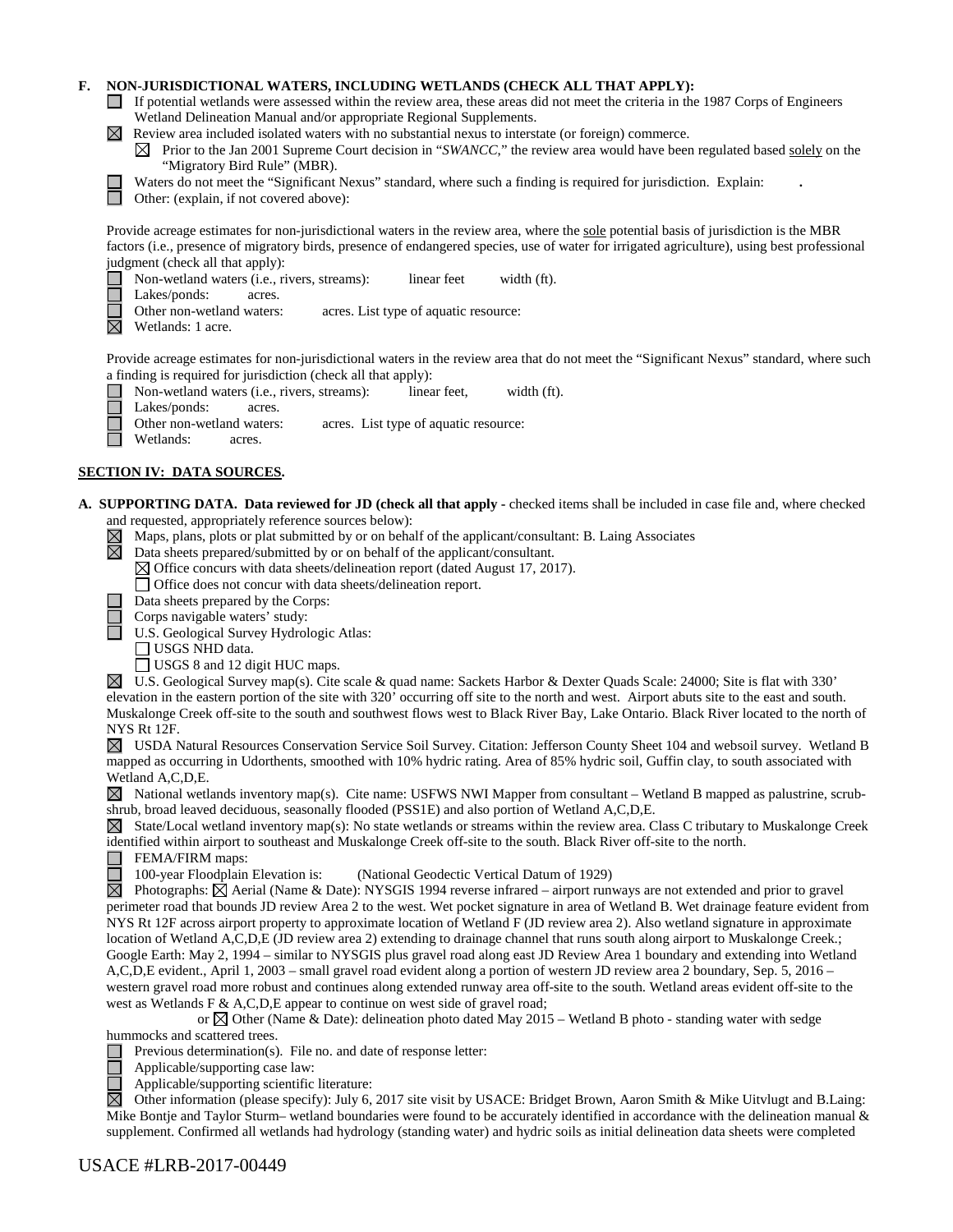**F. NON-JURISDICTIONAL WATERS, INCLUDING WETLANDS (CHECK ALL THAT APPLY):**

☐ If potential wetlands were assessed within the review area, these areas did not meet the criteria in the 1987 Corps of Engineers Wetland Delineation Manual and/or appropriate Regional Supplements.

☒ Review area included isolated waters with no substantial nexus to interstate (or foreign) commerce.

☒ Prior to the Jan 2001 Supreme Court decision in "*SWANCC*," the review area would have been regulated based solely on the "Migratory Bird Rule" (MBR).

☐ Waters do not meet the "Significant Nexus" standard, where such a finding is required for jurisdiction. Explain: .

☐ Other: (explain, if not covered above):

Provide acreage estimates for non-jurisdictional waters in the review area, where the sole potential basis of jurisdiction is the MBR factors (i.e., presence of migratory birds, presence of endangered species, use of water for irrigated agriculture), using best professional judgment (check all that apply):

☐ Non-wetland waters (i.e., rivers, streams): linear feet width (ft).

☐ Lakes/ponds: acres.

☐ Other non-wetland waters: acres. List type of aquatic resource:

☒ Wetlands: 1 acre.

Provide acreage estimates for non-jurisdictional waters in the review area that do not meet the "Significant Nexus" standard, where such a finding is required for jurisdiction (check all that apply):

☐ Non-wetland waters (i.e., rivers, streams): linear feet, width (ft).

☐ Lakes/ponds: acres.

☐ Other non-wetland waters: acres. List type of aquatic resource:

☐ Wetlands: acres.

## SECTION IV: DATA SOURCES.

**A. SUPPORTING DATA. Data reviewed for JD (check all that apply** - checked items shall be included in case file and, where checked and requested, appropriately reference sources below):

☒ Maps, plans, plots or plat submitted by or on behalf of the applicant/consultant: B. Laing Associates

☒ Data sheets prepared/submitted by or on behalf of the applicant/consultant.

☒ Office concurs with data sheets/delineation report (dated August 17, 2017).

☐ Office does not concur with data sheets/delineation report.

☐ Data sheets prepared by the Corps:

☐ Corps navigable waters' study:

☐ U.S. Geological Survey Hydrologic Atlas:

☐ USGS NHD data.

☐ USGS 8 and 12 digit HUC maps.

☒ U.S. Geological Survey map(s). Cite scale & quad name: Sackets Harbor & Dexter Quads Scale: 24000; Site is flat with 330' elevation in the eastern portion of the site with 320' occurring off site to the north and west. Airport abuts site to the east and south. Muskalonge Creek off-site to the south and southwest flows west to Black River Bay, Lake Ontario. Black River located to the north of NYS Rt 12F.

☒ USDA Natural Resources Conservation Service Soil Survey. Citation: Jefferson County Sheet 104 and websoil survey. Wetland B mapped as occurring in Udorthents, smoothed with 10% hydric rating. Area of 85% hydric soil, Guffin clay, to south associated with Wetland A,C,D,E.

☒ National wetlands inventory map(s). Cite name: USFWS NWI Mapper from consultant – Wetland B mapped as palustrine, scrub-shrub, broad leaved deciduous, seasonally flooded (PSS1E) and also portion of Wetland A,C,D,E.

☒ State/Local wetland inventory map(s): No state wetlands or streams within the review area. Class C tributary to Muskalonge Creek identified within airport to southeast and Muskalonge Creek off-site to the south. Black River off-site to the north.

☐ FEMA/FIRM maps:

☐ 100-year Floodplain Elevation is: (National Geodectic Vertical Datum of 1929)

☒ Photographs: ☒ Aerial (Name & Date): NYSGIS 1994 reverse infrared – airport runways are not extended and prior to gravel perimeter road that bounds JD review Area 2 to the west. Wet pocket signature in area of Wetland B. Wet drainage feature evident from NYS Rt 12F across airport property to approximate location of Wetland F (JD review area 2). Also wetland signature in approximate location of Wetland A,C,D,E (JD review area 2) extending to drainage channel that runs south along airport to Muskalonge Creek.; Google Earth: May 2, 1994 – similar to NYSGIS plus gravel road along east JD Review Area 1 boundary and extending into Wetland A,C,D,E evident., April 1, 2003 – small gravel road evident along a portion of western JD review area 2 boundary, Sep. 5, 2016 – western gravel road more robust and continues along extended runway area off-site to the south. Wetland areas evident off-site to the west as Wetlands F & A,C,D,E appear to continue on west side of gravel road;

or ☒ Other (Name & Date): delineation photo dated May 2015 – Wetland B photo - standing water with sedge hummocks and scattered trees.

☐ Previous determination(s). File no. and date of response letter:

☐ Applicable/supporting case law:

☐ Applicable/supporting scientific literature:

☒ Other information (please specify): July 6, 2017 site visit by USACE: Bridget Brown, Aaron Smith & Mike Uitvlugt and B.Laing: Mike Bontje and Taylor Sturm– wetland boundaries were found to be accurately identified in accordance with the delineation manual & supplement. Confirmed all wetlands had hydrology (standing water) and hydric soils as initial delineation data sheets were completed

USACE #LRB-2017-00449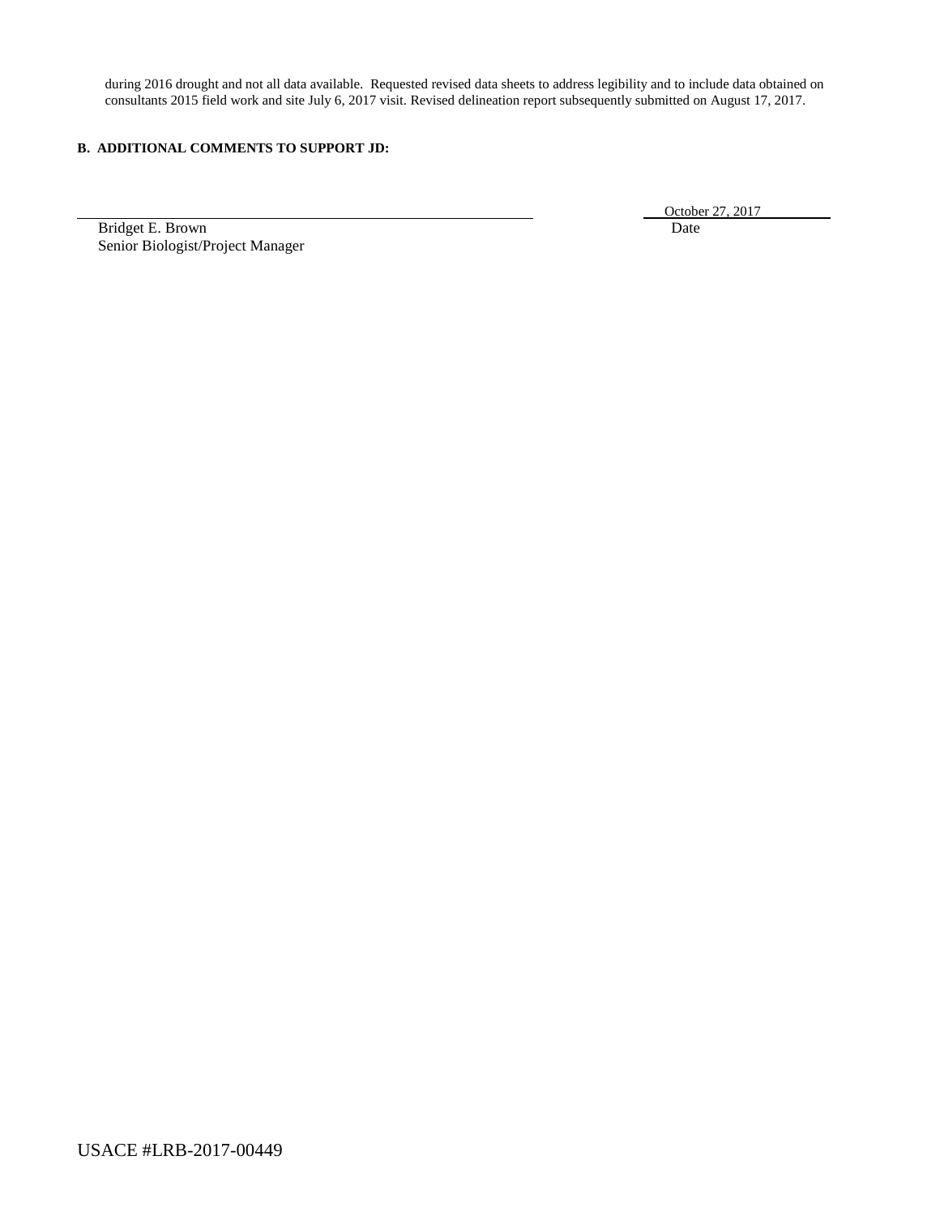during 2016 drought and not all data available. Requested revised data sheets to address legibility and to include data obtained on consultants 2015 field work and site July 6, 2017 visit. Revised delineation report subsequently submitted on August 17, 2017.

**B. ADDITIONAL COMMENTS TO SUPPORT JD:**

Bridget E. Brown
Senior Biologist/Project Manager

October 27, 2017
Date

USACE #LRB-2017-00449